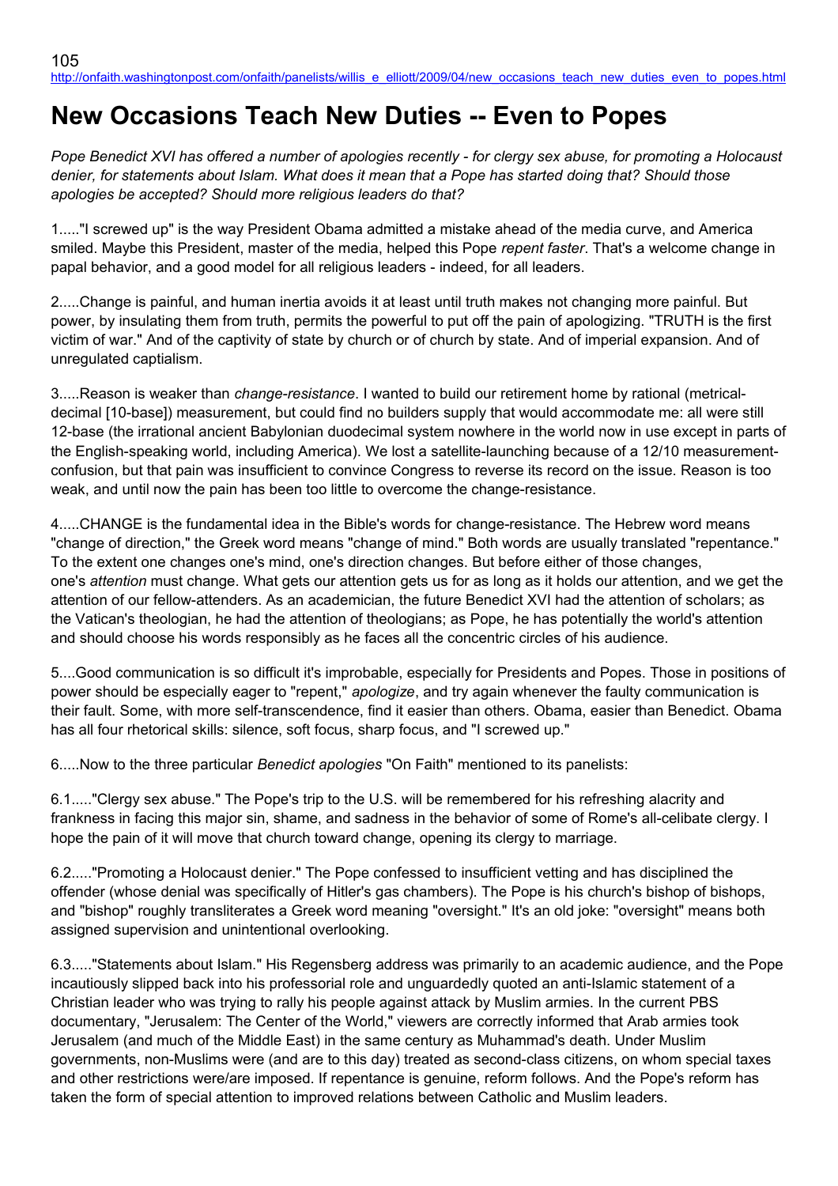105
http://onfaith.washingtonpost.com/onfaith/panelists/willis_e_elliott/2009/04/new_occasions_teach_new_duties_even_to_popes.html

# New Occasions Teach New Duties -- Even to Popes

*Pope Benedict XVI has offered a number of apologies recently - for clergy sex abuse, for promoting a Holocaust denier, for statements about Islam. What does it mean that a Pope has started doing that? Should those apologies be accepted? Should more religious leaders do that?*

1....."I screwed up" is the way President Obama admitted a mistake ahead of the media curve, and America smiled. Maybe this President, master of the media, helped this Pope *repent faster*. That's a welcome change in papal behavior, and a good model for all religious leaders - indeed, for all leaders.

2.....Change is painful, and human inertia avoids it at least until truth makes not changing more painful. But power, by insulating them from truth, permits the powerful to put off the pain of apologizing. "TRUTH is the first victim of war." And of the captivity of state by church or of church by state. And of imperial expansion. And of unregulated captialism.

3.....Reason is weaker than *change-resistance*. I wanted to build our retirement home by rational (metrical-decimal [10-base]) measurement, but could find no builders supply that would accommodate me: all were still 12-base (the irrational ancient Babylonian duodecimal system nowhere in the world now in use except in parts of the English-speaking world, including America). We lost a satellite-launching because of a 12/10 measurement-confusion, but that pain was insufficient to convince Congress to reverse its record on the issue. Reason is too weak, and until now the pain has been too little to overcome the change-resistance.

4.....CHANGE is the fundamental idea in the Bible's words for change-resistance. The Hebrew word means "change of direction," the Greek word means "change of mind." Both words are usually translated "repentance." To the extent one changes one's mind, one's direction changes. But before either of those changes, one's *attention* must change. What gets our attention gets us for as long as it holds our attention, and we get the attention of our fellow-attenders. As an academician, the future Benedict XVI had the attention of scholars; as the Vatican's theologian, he had the attention of theologians; as Pope, he has potentially the world's attention and should choose his words responsibly as he faces all the concentric circles of his audience.

5....Good communication is so difficult it's improbable, especially for Presidents and Popes. Those in positions of power should be especially eager to "repent," *apologize*, and try again whenever the faulty communication is their fault. Some, with more self-transcendence, find it easier than others. Obama, easier than Benedict. Obama has all four rhetorical skills: silence, soft focus, sharp focus, and "I screwed up."

6.....Now to the three particular *Benedict apologies* "On Faith" mentioned to its panelists:

6.1....."Clergy sex abuse." The Pope's trip to the U.S. will be remembered for his refreshing alacrity and frankness in facing this major sin, shame, and sadness in the behavior of some of Rome's all-celibate clergy. I hope the pain of it will move that church toward change, opening its clergy to marriage.

6.2....."Promoting a Holocaust denier." The Pope confessed to insufficient vetting and has disciplined the offender (whose denial was specifically of Hitler's gas chambers). The Pope is his church's bishop of bishops, and "bishop" roughly transliterates a Greek word meaning "oversight." It's an old joke: "oversight" means both assigned supervision and unintentional overlooking.

6.3....."Statements about Islam." His Regensberg address was primarily to an academic audience, and the Pope incautiously slipped back into his professorial role and unguardedly quoted an anti-Islamic statement of a Christian leader who was trying to rally his people against attack by Muslim armies. In the current PBS documentary, "Jerusalem: The Center of the World," viewers are correctly informed that Arab armies took Jerusalem (and much of the Middle East) in the same century as Muhammad's death. Under Muslim governments, non-Muslims were (and are to this day) treated as second-class citizens, on whom special taxes and other restrictions were/are imposed. If repentance is genuine, reform follows. And the Pope's reform has taken the form of special attention to improved relations between Catholic and Muslim leaders.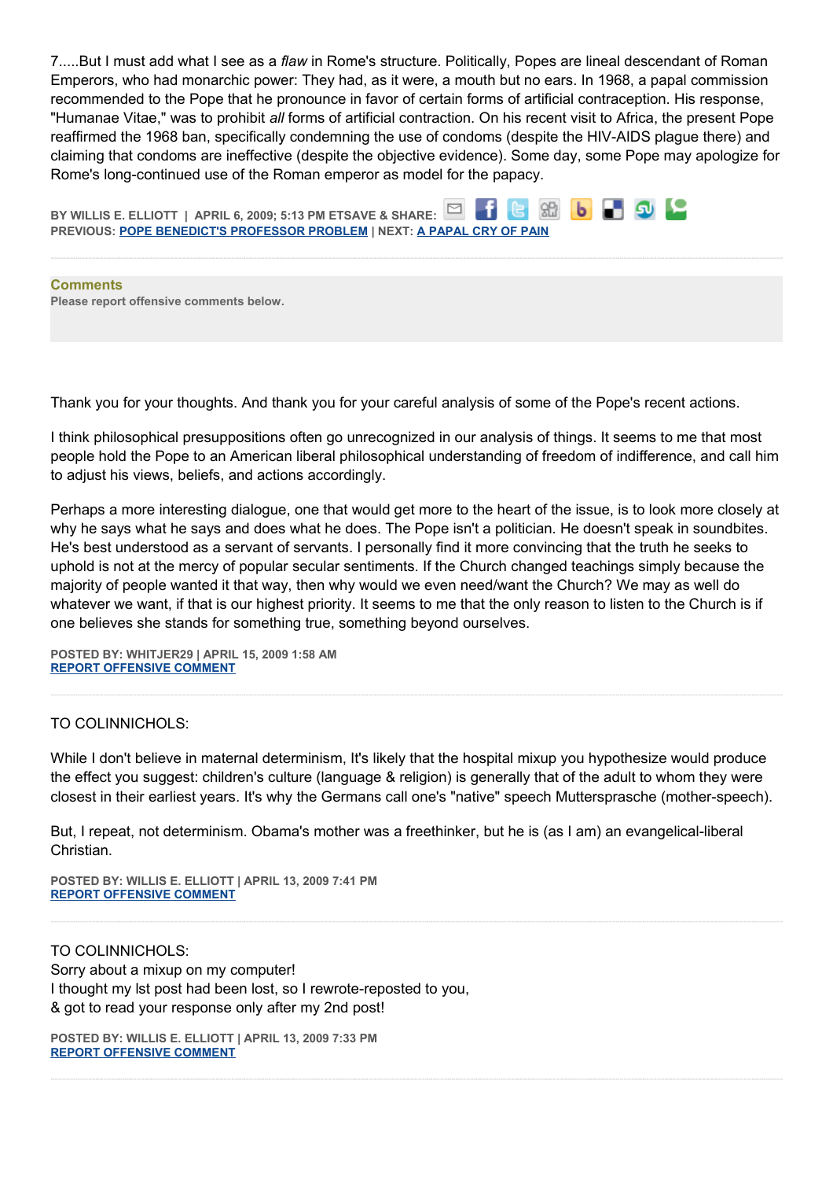7.....But I must add what I see as a *flaw* in Rome's structure. Politically, Popes are lineal descendant of Roman Emperors, who had monarchic power: They had, as it were, a mouth but no ears. In 1968, a papal commission recommended to the Pope that he pronounce in favor of certain forms of artificial contraception. His response, "Humanae Vitae," was to prohibit *all* forms of artificial contraction. On his recent visit to Africa, the present Pope reaffirmed the 1968 ban, specifically condemning the use of condoms (despite the HIV-AIDS plague there) and claiming that condoms are ineffective (despite the objective evidence). Some day, some Pope may apologize for Rome's long-continued use of the Roman emperor as model for the papacy.

**BY WILLIS E. ELLIOTT | APRIL 6, 2009; 5:13 PM ET SAVE & SHARE:**
**PREVIOUS: POPE BENEDICT'S PROFESSOR PROBLEM | NEXT: A PAPAL CRY OF PAIN**

---

**Comments**
**Please report offensive comments below.**

Thank you for your thoughts. And thank you for your careful analysis of some of the Pope's recent actions.

I think philosophical presuppositions often go unrecognized in our analysis of things. It seems to me that most people hold the Pope to an American liberal philosophical understanding of freedom of indifference, and call him to adjust his views, beliefs, and actions accordingly.

Perhaps a more interesting dialogue, one that would get more to the heart of the issue, is to look more closely at why he says what he says and does what he does. The Pope isn't a politician. He doesn't speak in soundbites. He's best understood as a servant of servants. I personally find it more convincing that the truth he seeks to uphold is not at the mercy of popular secular sentiments. If the Church changed teachings simply because the majority of people wanted it that way, then why would we even need/want the Church? We may as well do whatever we want, if that is our highest priority. It seems to me that the only reason to listen to the Church is if one believes she stands for something true, something beyond ourselves.

**POSTED BY: WHITJER29 | APRIL 15, 2009 1:58 AM**
**REPORT OFFENSIVE COMMENT**

---

TO COLINNICHOLS:

While I don't believe in maternal determinism, It's likely that the hospital mixup you hypothesize would produce the effect you suggest: children's culture (language & religion) is generally that of the adult to whom they were closest in their earliest years. It's why the Germans call one's "native" speech Muttersprasche (mother-speech).

But, I repeat, not determinism. Obama's mother was a freethinker, but he is (as I am) an evangelical-liberal Christian.

**POSTED BY: WILLIS E. ELLIOTT | APRIL 13, 2009 7:41 PM**
**REPORT OFFENSIVE COMMENT**

---

TO COLINNICHOLS:
Sorry about a mixup on my computer!
I thought my lst post had been lost, so I rewrote-reposted to you,
& got to read your response only after my 2nd post!

**POSTED BY: WILLIS E. ELLIOTT | APRIL 13, 2009 7:33 PM**
**REPORT OFFENSIVE COMMENT**

---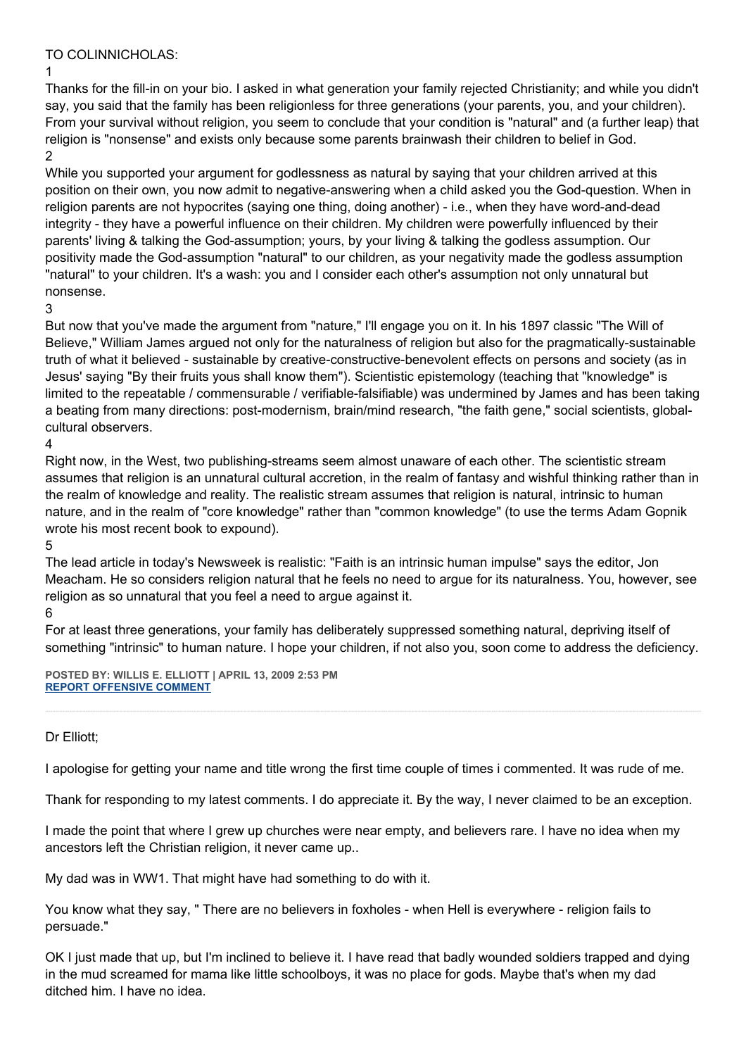TO COLINNICHOLAS:

1

Thanks for the fill-in on your bio. I asked in what generation your family rejected Christianity; and while you didn't say, you said that the family has been religionless for three generations (your parents, you, and your children). From your survival without religion, you seem to conclude that your condition is "natural" and (a further leap) that religion is "nonsense" and exists only because some parents brainwash their children to belief in God.

2

While you supported your argument for godlessness as natural by saying that your children arrived at this position on their own, you now admit to negative-answering when a child asked you the God-question. When in religion parents are not hypocrites (saying one thing, doing another) - i.e., when they have word-and-dead integrity - they have a powerful influence on their children. My children were powerfully influenced by their parents' living & talking the God-assumption; yours, by your living & talking the godless assumption. Our positivity made the God-assumption "natural" to our children, as your negativity made the godless assumption "natural" to your children. It's a wash: you and I consider each other's assumption not only unnatural but nonsense.

3

But now that you've made the argument from "nature," I'll engage you on it. In his 1897 classic "The Will of Believe," William James argued not only for the naturalness of religion but also for the pragmatically-sustainable truth of what it believed - sustainable by creative-constructive-benevolent effects on persons and society (as in Jesus' saying "By their fruits yous shall know them"). Scientistic epistemology (teaching that "knowledge" is limited to the repeatable / commensurable / verifiable-falsifiable) was undermined by James and has been taking a beating from many directions: post-modernism, brain/mind research, "the faith gene," social scientists, global-cultural observers.

4

Right now, in the West, two publishing-streams seem almost unaware of each other. The scientistic stream assumes that religion is an unnatural cultural accretion, in the realm of fantasy and wishful thinking rather than in the realm of knowledge and reality. The realistic stream assumes that religion is natural, intrinsic to human nature, and in the realm of "core knowledge" rather than "common knowledge" (to use the terms Adam Gopnik wrote his most recent book to expound).

5

The lead article in today's Newsweek is realistic: "Faith is an intrinsic human impulse" says the editor, Jon Meacham. He so considers religion natural that he feels no need to argue for its naturalness. You, however, see religion as so unnatural that you feel a need to argue against it.

6

For at least three generations, your family has deliberately suppressed something natural, depriving itself of something "intrinsic" to human nature. I hope your children, if not also you, soon come to address the deficiency.

**POSTED BY: WILLIS E. ELLIOTT | APRIL 13, 2009 2:53 PM**
**REPORT OFFENSIVE COMMENT**

---

Dr Elliott;

I apologise for getting your name and title wrong the first time couple of times i commented. It was rude of me.

Thank for responding to my latest comments. I do appreciate it. By the way, I never claimed to be an exception.

I made the point that where I grew up churches were near empty, and believers rare. I have no idea when my ancestors left the Christian religion, it never came up..

My dad was in WW1. That might have had something to do with it.

You know what they say, " There are no believers in foxholes - when Hell is everywhere - religion fails to persuade."

OK I just made that up, but I'm inclined to believe it. I have read that badly wounded soldiers trapped and dying in the mud screamed for mama like little schoolboys, it was no place for gods. Maybe that's when my dad ditched him. I have no idea.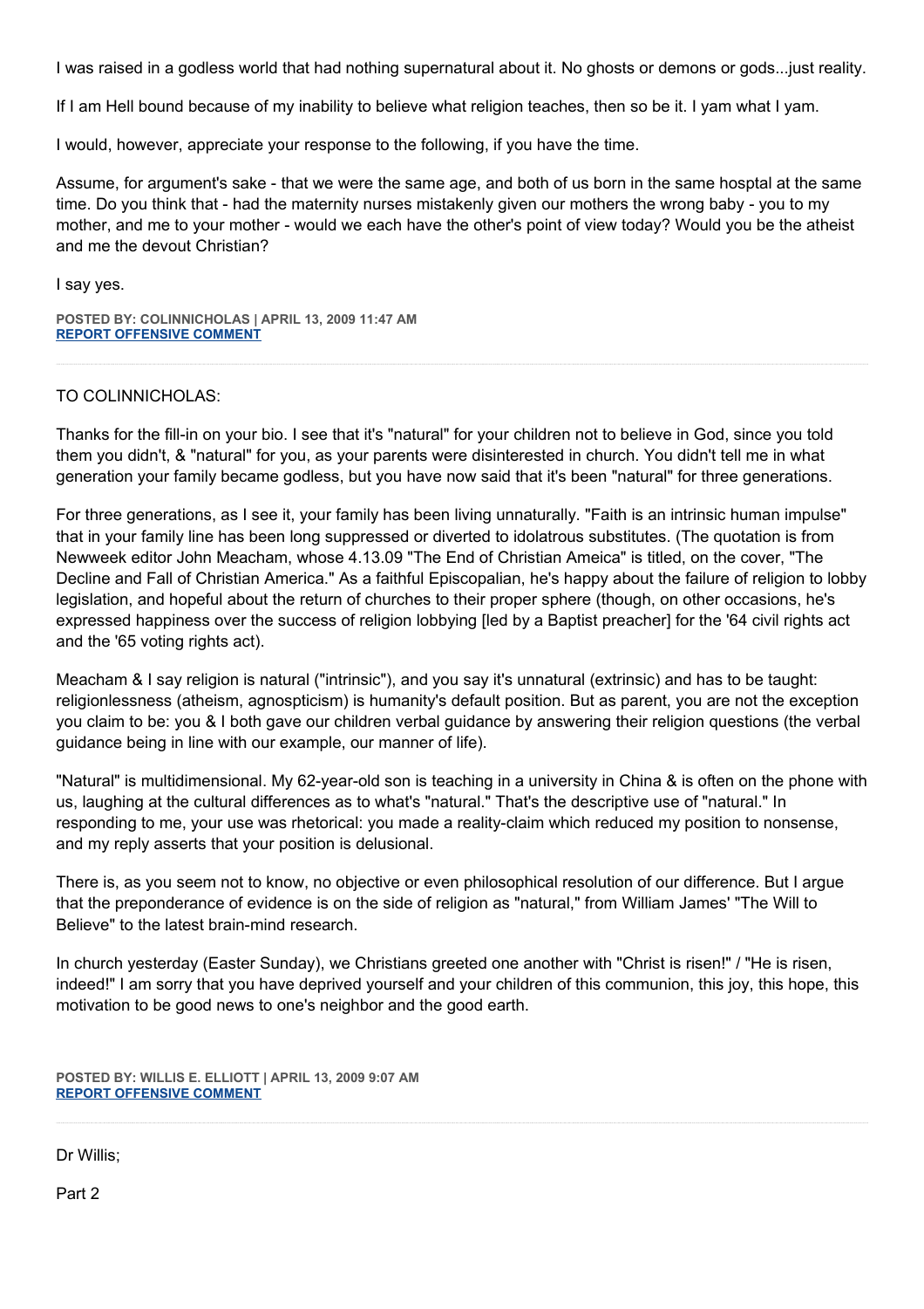I was raised in a godless world that had nothing supernatural about it. No ghosts or demons or gods...just reality.

If I am Hell bound because of my inability to believe what religion teaches, then so be it. I yam what I yam.

I would, however, appreciate your response to the following, if you have the time.

Assume, for argument's sake - that we were the same age, and both of us born in the same hosptal at the same time. Do you think that - had the maternity nurses mistakenly given our mothers the wrong baby - you to my mother, and me to your mother - would we each have the other's point of view today? Would you be the atheist and me the devout Christian?

I say yes.

**POSTED BY: COLINNICHOLAS | APRIL 13, 2009 11:47 AM**
**REPORT OFFENSIVE COMMENT**

---

TO COLINNICHOLAS:

Thanks for the fill-in on your bio. I see that it's "natural" for your children not to believe in God, since you told them you didn't, & "natural" for you, as your parents were disinterested in church. You didn't tell me in what generation your family became godless, but you have now said that it's been "natural" for three generations.

For three generations, as I see it, your family has been living unnaturally. "Faith is an intrinsic human impulse" that in your family line has been long suppressed or diverted to idolatrous substitutes. (The quotation is from Newweek editor John Meacham, whose 4.13.09 "The End of Christian Ameica" is titled, on the cover, "The Decline and Fall of Christian America." As a faithful Episcopalian, he's happy about the failure of religion to lobby legislation, and hopeful about the return of churches to their proper sphere (though, on other occasions, he's expressed happiness over the success of religion lobbying [led by a Baptist preacher] for the '64 civil rights act and the '65 voting rights act).

Meacham & I say religion is natural ("intrinsic"), and you say it's unnatural (extrinsic) and has to be taught: religionlessness (atheism, agnospticism) is humanity's default position. But as parent, you are not the exception you claim to be: you & I both gave our children verbal guidance by answering their religion questions (the verbal guidance being in line with our example, our manner of life).

"Natural" is multidimensional. My 62-year-old son is teaching in a university in China & is often on the phone with us, laughing at the cultural differences as to what's "natural." That's the descriptive use of "natural." In responding to me, your use was rhetorical: you made a reality-claim which reduced my position to nonsense, and my reply asserts that your position is delusional.

There is, as you seem not to know, no objective or even philosophical resolution of our difference. But I argue that the preponderance of evidence is on the side of religion as "natural," from William James' "The Will to Believe" to the latest brain-mind research.

In church yesterday (Easter Sunday), we Christians greeted one another with "Christ is risen!" / "He is risen, indeed!" I am sorry that you have deprived yourself and your children of this communion, this joy, this hope, this motivation to be good news to one's neighbor and the good earth.

**POSTED BY: WILLIS E. ELLIOTT | APRIL 13, 2009 9:07 AM**
**REPORT OFFENSIVE COMMENT**

---

Dr Willis;

Part 2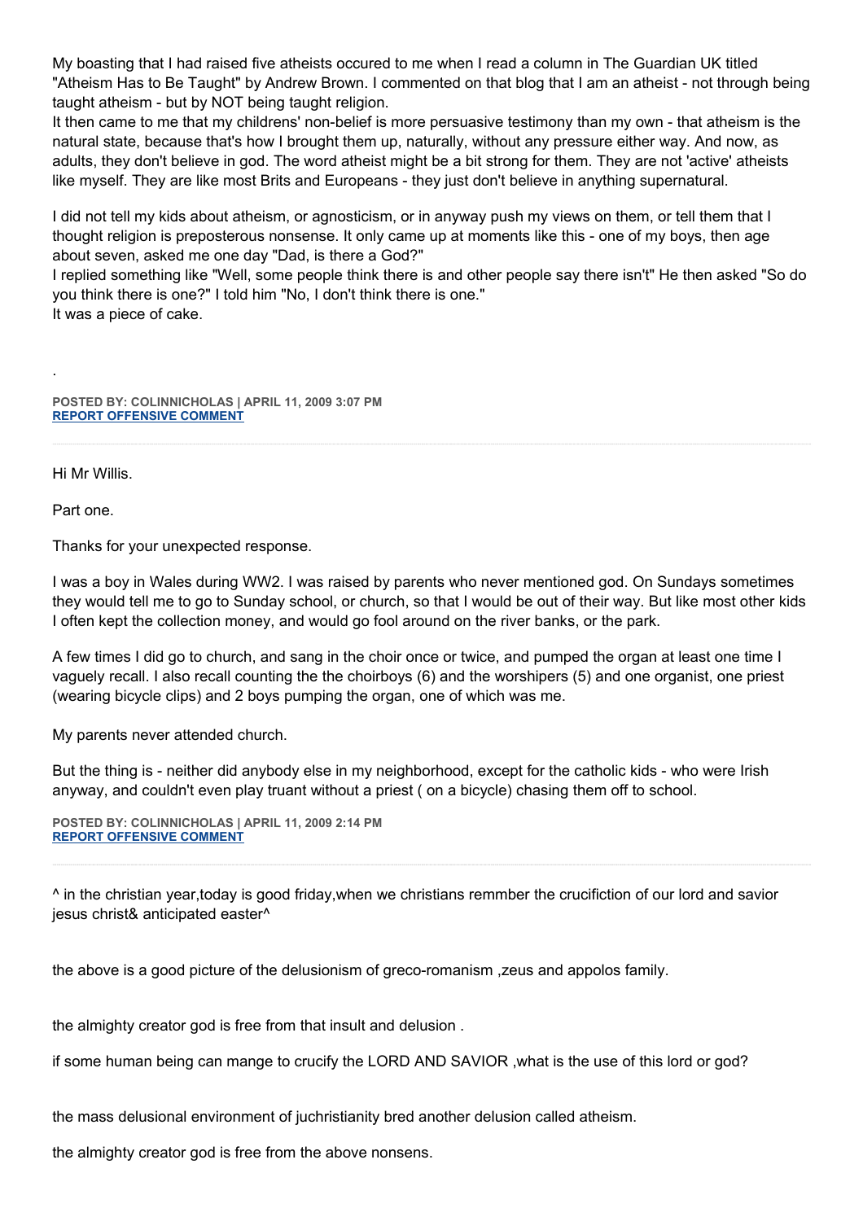My boasting that I had raised five atheists occured to me when I read a column in The Guardian UK titled "Atheism Has to Be Taught" by Andrew Brown. I commented on that blog that I am an atheist - not through being taught atheism - but by NOT being taught religion.
It then came to me that my childrens' non-belief is more persuasive testimony than my own - that atheism is the natural state, because that's how I brought them up, naturally, without any pressure either way. And now, as adults, they don't believe in god. The word atheist might be a bit strong for them. They are not 'active' atheists like myself. They are like most Brits and Europeans - they just don't believe in anything supernatural.

I did not tell my kids about atheism, or agnosticism, or in anyway push my views on them, or tell them that I thought religion is preposterous nonsense. It only came up at moments like this - one of my boys, then age about seven, asked me one day "Dad, is there a God?"
I replied something like "Well, some people think there is and other people say there isn't" He then asked "So do you think there is one?" I told him "No, I don't think there is one."
It was a piece of cake.

.

**POSTED BY: COLINNICHOLAS | APRIL 11, 2009 3:07 PM**
**REPORT OFFENSIVE COMMENT**

---

Hi Mr Willis.

Part one.

Thanks for your unexpected response.

I was a boy in Wales during WW2. I was raised by parents who never mentioned god. On Sundays sometimes they would tell me to go to Sunday school, or church, so that I would be out of their way. But like most other kids I often kept the collection money, and would go fool around on the river banks, or the park.

A few times I did go to church, and sang in the choir once or twice, and pumped the organ at least one time I vaguely recall. I also recall counting the the choirboys (6) and the worshipers (5) and one organist, one priest (wearing bicycle clips) and 2 boys pumping the organ, one of which was me.

My parents never attended church.

But the thing is - neither did anybody else in my neighborhood, except for the catholic kids - who were Irish anyway, and couldn't even play truant without a priest ( on a bicycle) chasing them off to school.

**POSTED BY: COLINNICHOLAS | APRIL 11, 2009 2:14 PM**
**REPORT OFFENSIVE COMMENT**

---

^ in the christian year,today is good friday,when we christians remmber the crucifiction of our lord and savior jesus christ& anticipated easter^

the above is a good picture of the delusionism of greco-romanism ,zeus and appolos family.

the almighty creator god is free from that insult and delusion .

if some human being can mange to crucify the LORD AND SAVIOR ,what is the use of this lord or god?

the mass delusional environment of juchristianity bred another delusion called atheism.

the almighty creator god is free from the above nonsens.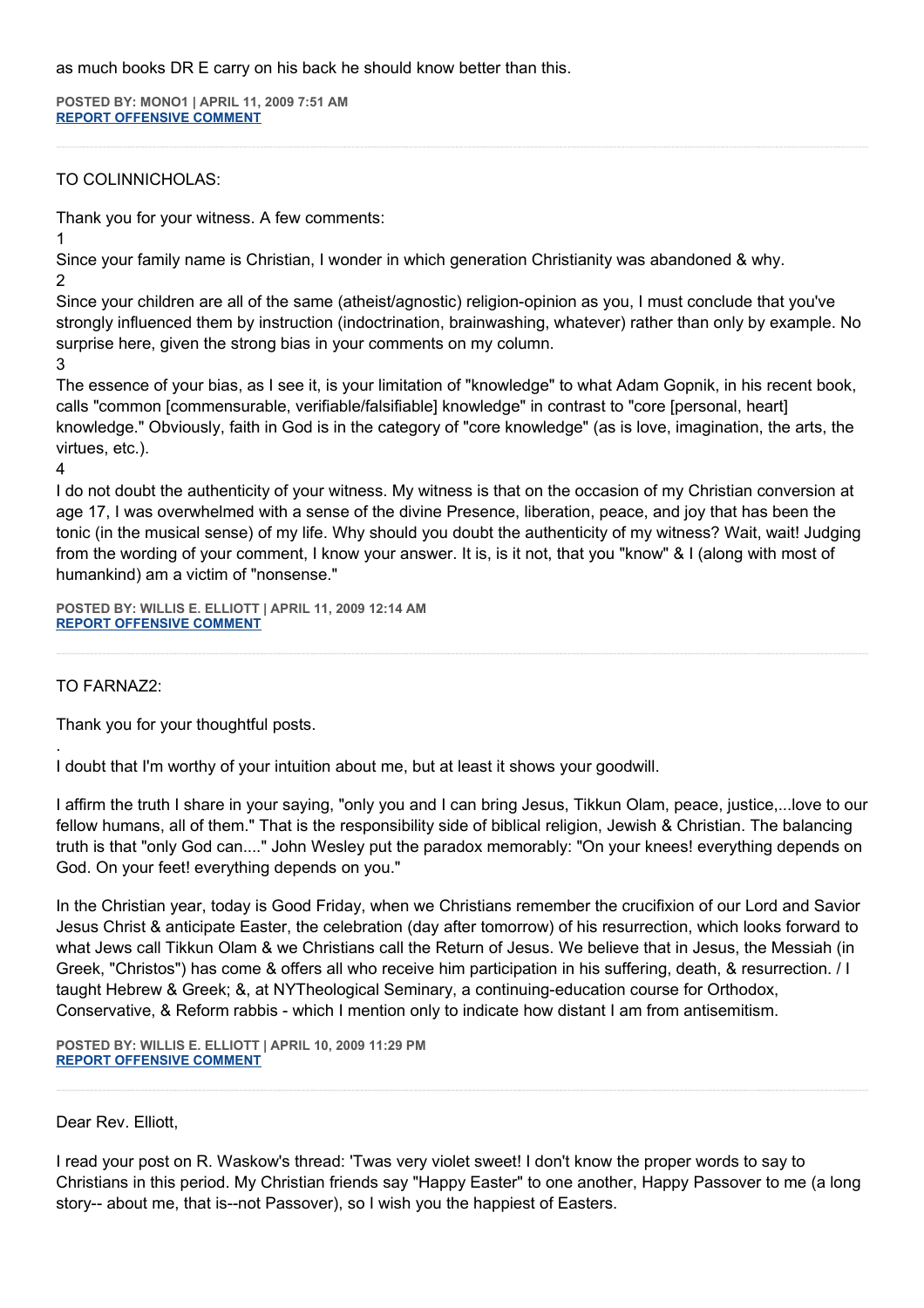as much books DR E carry on his back he should know better than this.

**POSTED BY: MONO1 | APRIL 11, 2009 7:51 AM**
**REPORT OFFENSIVE COMMENT**

---

TO COLINNICHOLAS:

Thank you for your witness. A few comments:

1

Since your family name is Christian, I wonder in which generation Christianity was abandoned & why.

2

Since your children are all of the same (atheist/agnostic) religion-opinion as you, I must conclude that you've strongly influenced them by instruction (indoctrination, brainwashing, whatever) rather than only by example. No surprise here, given the strong bias in your comments on my column.

3

The essence of your bias, as I see it, is your limitation of "knowledge" to what Adam Gopnik, in his recent book, calls "common [commensurable, verifiable/falsifiable] knowledge" in contrast to "core [personal, heart] knowledge." Obviously, faith in God is in the category of "core knowledge" (as is love, imagination, the arts, the virtues, etc.).

4

I do not doubt the authenticity of your witness. My witness is that on the occasion of my Christian conversion at age 17, I was overwhelmed with a sense of the divine Presence, liberation, peace, and joy that has been the tonic (in the musical sense) of my life. Why should you doubt the authenticity of my witness? Wait, wait! Judging from the wording of your comment, I know your answer. It is, is it not, that you "know" & I (along with most of humankind) am a victim of "nonsense."

**POSTED BY: WILLIS E. ELLIOTT | APRIL 11, 2009 12:14 AM**
**REPORT OFFENSIVE COMMENT**

---

TO FARNAZ2:

Thank you for your thoughtful posts.

.

I doubt that I'm worthy of your intuition about me, but at least it shows your goodwill.

I affirm the truth I share in your saying, "only you and I can bring Jesus, Tikkun Olam, peace, justice,...love to our fellow humans, all of them." That is the responsibility side of biblical religion, Jewish & Christian. The balancing truth is that "only God can...." John Wesley put the paradox memorably: "On your knees! everything depends on God. On your feet! everything depends on you."

In the Christian year, today is Good Friday, when we Christians remember the crucifixion of our Lord and Savior Jesus Christ & anticipate Easter, the celebration (day after tomorrow) of his resurrection, which looks forward to what Jews call Tikkun Olam & we Christians call the Return of Jesus. We believe that in Jesus, the Messiah (in Greek, "Christos") has come & offers all who receive him participation in his suffering, death, & resurrection. / I taught Hebrew & Greek; &, at NYTheological Seminary, a continuing-education course for Orthodox, Conservative, & Reform rabbis - which I mention only to indicate how distant I am from antisemitism.

**POSTED BY: WILLIS E. ELLIOTT | APRIL 10, 2009 11:29 PM**
**REPORT OFFENSIVE COMMENT**

---

Dear Rev. Elliott,

I read your post on R. Waskow's thread: 'Twas very violet sweet! I don't know the proper words to say to Christians in this period. My Christian friends say "Happy Easter" to one another, Happy Passover to me (a long story-- about me, that is--not Passover), so I wish you the happiest of Easters.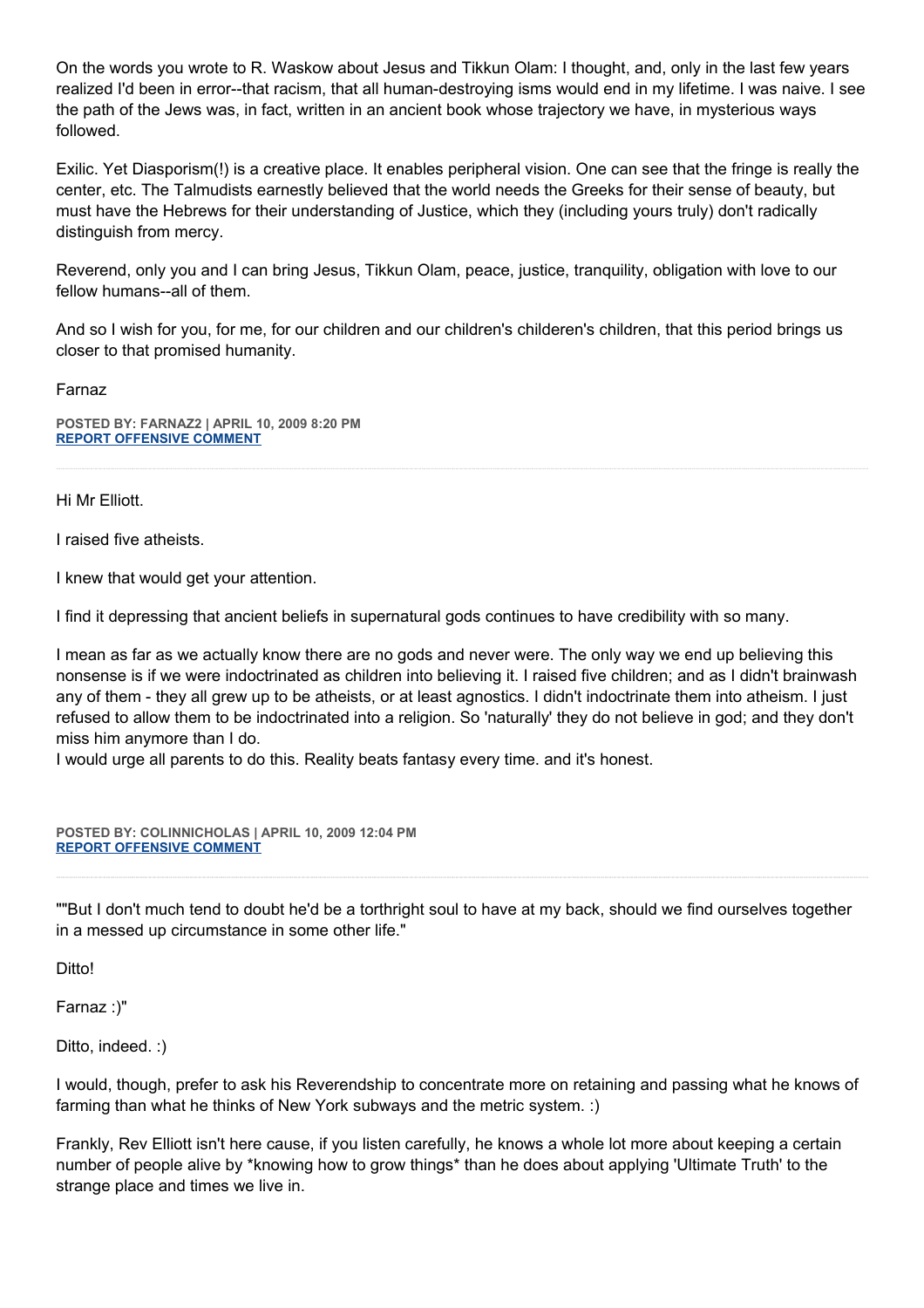On the words you wrote to R. Waskow about Jesus and Tikkun Olam: I thought, and, only in the last few years realized I'd been in error--that racism, that all human-destroying isms would end in my lifetime. I was naive. I see the path of the Jews was, in fact, written in an ancient book whose trajectory we have, in mysterious ways followed.

Exilic. Yet Diasporism(!) is a creative place. It enables peripheral vision. One can see that the fringe is really the center, etc. The Talmudists earnestly believed that the world needs the Greeks for their sense of beauty, but must have the Hebrews for their understanding of Justice, which they (including yours truly) don't radically distinguish from mercy.

Reverend, only you and I can bring Jesus, Tikkun Olam, peace, justice, tranquility, obligation with love to our fellow humans--all of them.

And so I wish for you, for me, for our children and our children's childeren's children, that this period brings us closer to that promised humanity.

Farnaz

**POSTED BY: FARNAZ2 | APRIL 10, 2009 8:20 PM**
**REPORT OFFENSIVE COMMENT**

---

Hi Mr Elliott.

I raised five atheists.

I knew that would get your attention.

I find it depressing that ancient beliefs in supernatural gods continues to have credibility with so many.

I mean as far as we actually know there are no gods and never were. The only way we end up believing this nonsense is if we were indoctrinated as children into believing it. I raised five children; and as I didn't brainwash any of them - they all grew up to be atheists, or at least agnostics. I didn't indoctrinate them into atheism. I just refused to allow them to be indoctrinated into a religion. So 'naturally' they do not believe in god; and they don't miss him anymore than I do.
I would urge all parents to do this. Reality beats fantasy every time. and it's honest.

**POSTED BY: COLINNICHOLAS | APRIL 10, 2009 12:04 PM**
**REPORT OFFENSIVE COMMENT**

---

""But I don't much tend to doubt he'd be a torthright soul to have at my back, should we find ourselves together in a messed up circumstance in some other life."

Ditto!

Farnaz :)"

Ditto, indeed. :)

I would, though, prefer to ask his Reverendship to concentrate more on retaining and passing what he knows of farming than what he thinks of New York subways and the metric system. :)

Frankly, Rev Elliott isn't here cause, if you listen carefully, he knows a whole lot more about keeping a certain number of people alive by *knowing how to grow things* than he does about applying 'Ultimate Truth' to the strange place and times we live in.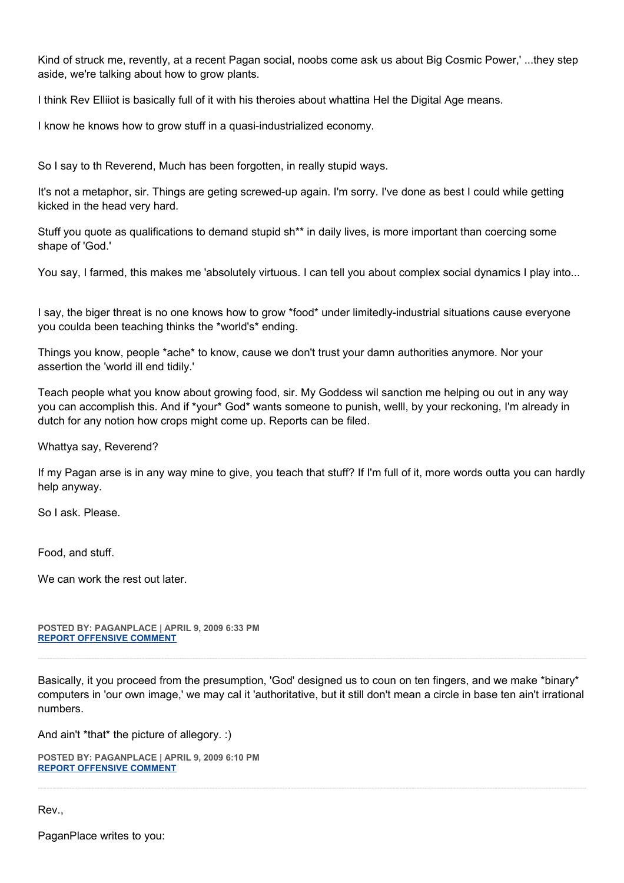Kind of struck me, revently, at a recent Pagan social, noobs come ask us about Big Cosmic Power,' ...they step aside, we're talking about how to grow plants.

I think Rev Elliiot is basically full of it with his theroies about whattina Hel the Digital Age means.

I know he knows how to grow stuff in a quasi-industrialized economy.

So I say to th Reverend, Much has been forgotten, in really stupid ways.

It's not a metaphor, sir. Things are geting screwed-up again. I'm sorry. I've done as best I could while getting kicked in the head very hard.

Stuff you quote as qualifications to demand stupid sh** in daily lives, is more important than coercing some shape of 'God.'

You say, I farmed, this makes me 'absolutely virtuous. I can tell you about complex social dynamics I play into...

I say, the biger threat is no one knows how to grow *food* under limitedly-industrial situations cause everyone you coulda been teaching thinks the *world's* ending.

Things you know, people *ache* to know, cause we don't trust your damn authorities anymore. Nor your assertion the 'world ill end tidily.'

Teach people what you know about growing food, sir. My Goddess wil sanction me helping ou out in any way you can accomplish this. And if *your* God* wants someone to punish, welll, by your reckoning, I'm already in dutch for any notion how crops might come up. Reports can be filed.

Whattya say, Reverend?

If my Pagan arse is in any way mine to give, you teach that stuff? If I'm full of it, more words outta you can hardly help anyway.

So I ask. Please.

Food, and stuff.

We can work the rest out later.

**POSTED BY: PAGANPLACE | APRIL 9, 2009 6:33 PM**
**REPORT OFFENSIVE COMMENT**

---

Basically, it you proceed from the presumption, 'God' designed us to coun on ten fingers, and we make *binary* computers in 'our own image,' we may cal it 'authoritative, but it still don't mean a circle in base ten ain't irrational numbers.

And ain't *that* the picture of allegory. :)

**POSTED BY: PAGANPLACE | APRIL 9, 2009 6:10 PM**
**REPORT OFFENSIVE COMMENT**

---

Rev.,

PaganPlace writes to you: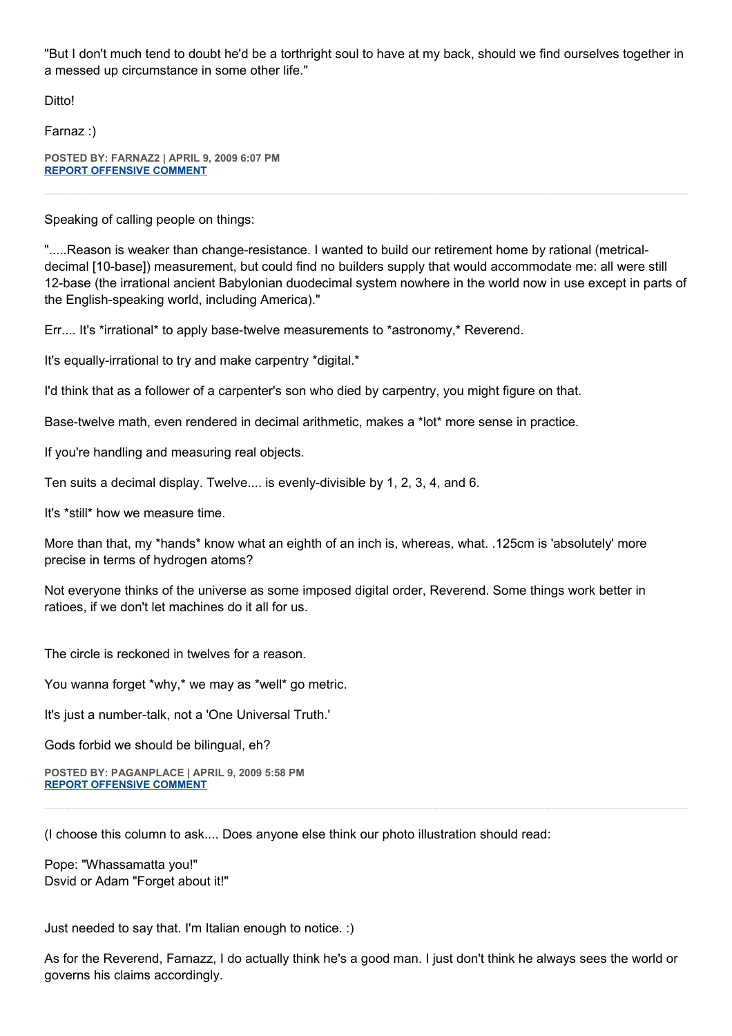"But I don't much tend to doubt he'd be a torthright soul to have at my back, should we find ourselves together in a messed up circumstance in some other life."

Ditto!

Farnaz :)

**POSTED BY: FARNAZ2 | APRIL 9, 2009 6:07 PM**
**REPORT OFFENSIVE COMMENT**

---

Speaking of calling people on things:

".....Reason is weaker than change-resistance. I wanted to build our retirement home by rational (metrical-decimal [10-base]) measurement, but could find no builders supply that would accommodate me: all were still 12-base (the irrational ancient Babylonian duodecimal system nowhere in the world now in use except in parts of the English-speaking world, including America)."

Err.... It's *irrational* to apply base-twelve measurements to *astronomy,* Reverend.

It's equally-irrational to try and make carpentry *digital.*

I'd think that as a follower of a carpenter's son who died by carpentry, you might figure on that.

Base-twelve math, even rendered in decimal arithmetic, makes a *lot* more sense in practice.

If you're handling and measuring real objects.

Ten suits a decimal display. Twelve.... is evenly-divisible by 1, 2, 3, 4, and 6.

It's *still* how we measure time.

More than that, my *hands* know what an eighth of an inch is, whereas, what. .125cm is 'absolutely' more precise in terms of hydrogen atoms?

Not everyone thinks of the universe as some imposed digital order, Reverend. Some things work better in ratioes, if we don't let machines do it all for us.

The circle is reckoned in twelves for a reason.

You wanna forget *why,* we may as *well* go metric.

It's just a number-talk, not a 'One Universal Truth.'

Gods forbid we should be bilingual, eh?

**POSTED BY: PAGANPLACE | APRIL 9, 2009 5:58 PM**
**REPORT OFFENSIVE COMMENT**

---

(I choose this column to ask.... Does anyone else think our photo illustration should read:

Pope: "Whassamatta you!"
Dsvid or Adam "Forget about it!"

Just needed to say that. I'm Italian enough to notice. :)

As for the Reverend, Farnazz, I do actually think he's a good man. I just don't think he always sees the world or governs his claims accordingly.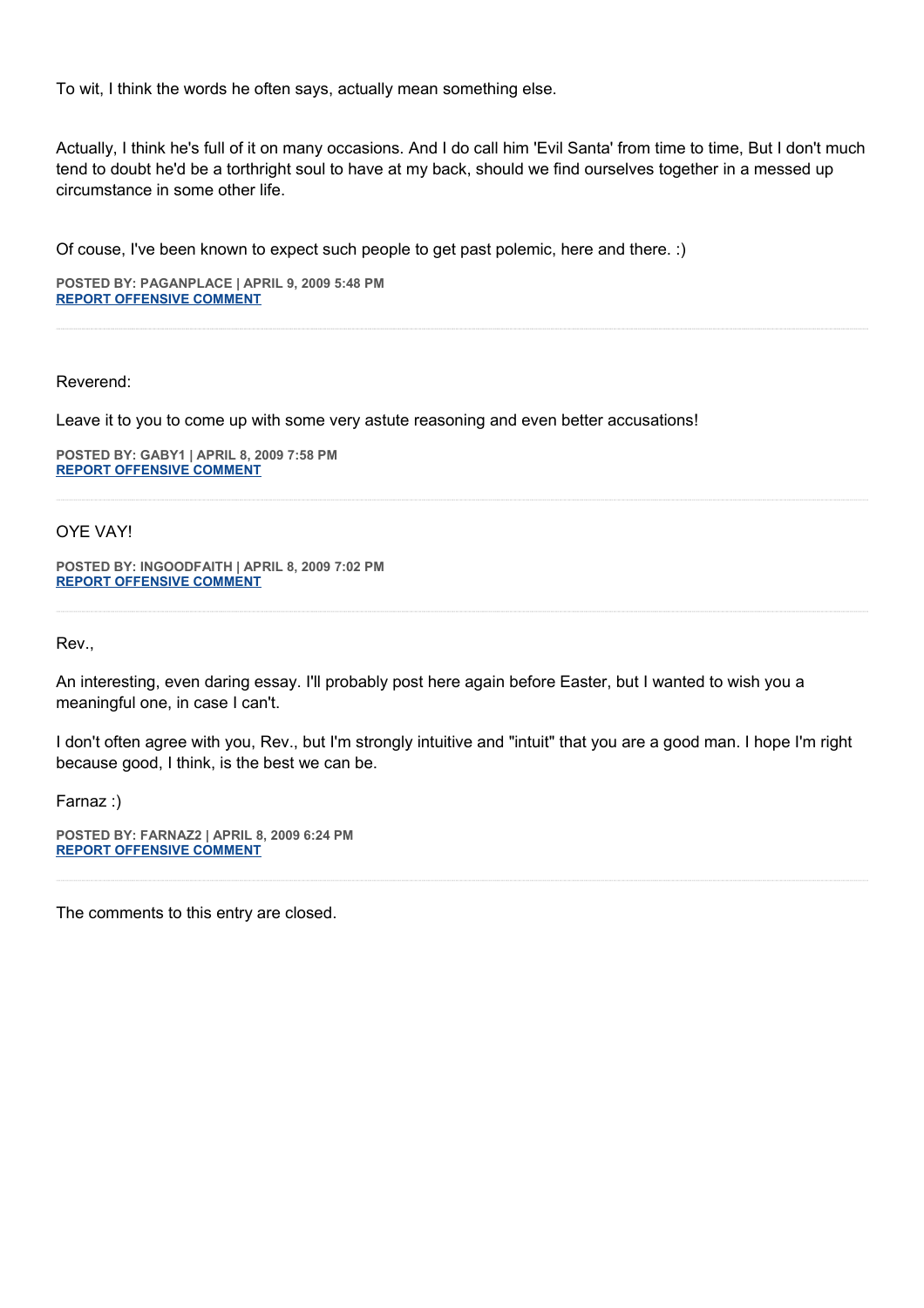To wit, I think the words he often says, actually mean something else.

Actually, I think he's full of it on many occasions. And I do call him 'Evil Santa' from time to time, But I don't much tend to doubt he'd be a torthright soul to have at my back, should we find ourselves together in a messed up circumstance in some other life.

Of couse, I've been known to expect such people to get past polemic, here and there. :)

**POSTED BY: PAGANPLACE | APRIL 9, 2009 5:48 PM**
**REPORT OFFENSIVE COMMENT**

---

Reverend:

Leave it to you to come up with some very astute reasoning and even better accusations!

**POSTED BY: GABY1 | APRIL 8, 2009 7:58 PM**
**REPORT OFFENSIVE COMMENT**

---

OYE VAY!

**POSTED BY: INGOODFAITH | APRIL 8, 2009 7:02 PM**
**REPORT OFFENSIVE COMMENT**

---

Rev.,

An interesting, even daring essay. I'll probably post here again before Easter, but I wanted to wish you a meaningful one, in case I can't.

I don't often agree with you, Rev., but I'm strongly intuitive and "intuit" that you are a good man. I hope I'm right because good, I think, is the best we can be.

Farnaz :)

**POSTED BY: FARNAZ2 | APRIL 8, 2009 6:24 PM**
**REPORT OFFENSIVE COMMENT**

---

The comments to this entry are closed.